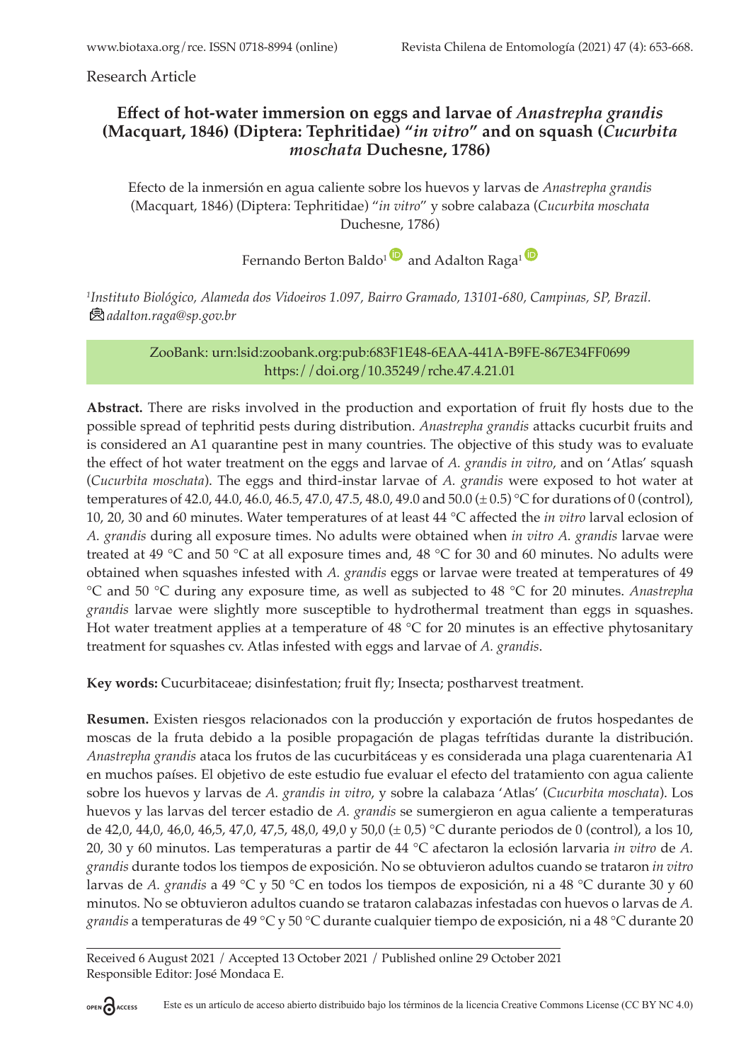Research Article

# Effect of hot-water immersion on eggs and larvae of *Anastrepha grandis* (Macquart, 1846) (Diptera: Tephritidae) "*in vitro*" and on squash (*Cucurbita moschata* Duchesne, 1786)

Efecto de la inmersión en agua caliente sobre los huevos y larvas de *Anastrepha grandis* (Macquart, 1846) (Diptera: Tephritidae) "*in vitro*" y sobre calabaza (*Cucurbita moschata* Duchesne, 1786)

Fernando Berton Baldo[1] and Adalton Raga[1]

[1]*Instituto Biológico, Alameda dos Vidoeiros 1.097, Bairro Gramado, 13101-680, Campinas, SP, Brazil.* *adalton.raga@sp.gov.br*

ZooBank: urn:lsid:zoobank.org:pub:683F1E48-6EAA-441A-B9FE-867E34FF0699
https://doi.org/10.35249/rche.47.4.21.01

**Abstract.** There are risks involved in the production and exportation of fruit fly hosts due to the possible spread of tephritid pests during distribution. *Anastrepha grandis* attacks cucurbit fruits and is considered an A1 quarantine pest in many countries. The objective of this study was to evaluate the effect of hot water treatment on the eggs and larvae of *A. grandis in vitro*, and on 'Atlas' squash (*Cucurbita moschata*). The eggs and third-instar larvae of *A. grandis* were exposed to hot water at temperatures of 42.0, 44.0, 46.0, 46.5, 47.0, 47.5, 48.0, 49.0 and 50.0 (± 0.5) °C for durations of 0 (control), 10, 20, 30 and 60 minutes. Water temperatures of at least 44 °C affected the *in vitro* larval eclosion of *A. grandis* during all exposure times. No adults were obtained when *in vitro A. grandis* larvae were treated at 49 °C and 50 °C at all exposure times and, 48 °C for 30 and 60 minutes. No adults were obtained when squashes infested with *A. grandis* eggs or larvae were treated at temperatures of 49 °C and 50 °C during any exposure time, as well as subjected to 48 °C for 20 minutes. *Anastrepha grandis* larvae were slightly more susceptible to hydrothermal treatment than eggs in squashes. Hot water treatment applies at a temperature of 48 °C for 20 minutes is an effective phytosanitary treatment for squashes cv. Atlas infested with eggs and larvae of *A. grandis*.

**Key words:** Cucurbitaceae; disinfestation; fruit fly; Insecta; postharvest treatment.

**Resumen.** Existen riesgos relacionados con la producción y exportación de frutos hospedantes de moscas de la fruta debido a la posible propagación de plagas tefrítidas durante la distribución. *Anastrepha grandis* ataca los frutos de las cucurbitáceas y es considerada una plaga cuarentenaria A1 en muchos países. El objetivo de este estudio fue evaluar el efecto del tratamiento con agua caliente sobre los huevos y larvas de *A. grandis in vitro*, y sobre la calabaza 'Atlas' (*Cucurbita moschata*). Los huevos y las larvas del tercer estadio de *A. grandis* se sumergieron en agua caliente a temperaturas de 42,0, 44,0, 46,0, 46,5, 47,0, 47,5, 48,0, 49,0 y 50,0 (± 0,5) °C durante periodos de 0 (control), a los 10, 20, 30 y 60 minutos. Las temperaturas a partir de 44 °C afectaron la eclosión larvaria *in vitro* de *A. grandis* durante todos los tiempos de exposición. No se obtuvieron adultos cuando se trataron *in vitro* larvas de *A. grandis* a 49 °C y 50 °C en todos los tiempos de exposición, ni a 48 °C durante 30 y 60 minutos. No se obtuvieron adultos cuando se trataron calabazas infestadas con huevos o larvas de *A. grandis* a temperaturas de 49 °C y 50 °C durante cualquier tiempo de exposición, ni a 48 °C durante 20

Received 6 August 2021 / Accepted 13 October 2021 / Published online 29 October 2021
Responsible Editor: José Mondaca E.

Este es un artículo de acceso abierto distribuido bajo los términos de la licencia Creative Commons License (CC BY NC 4.0)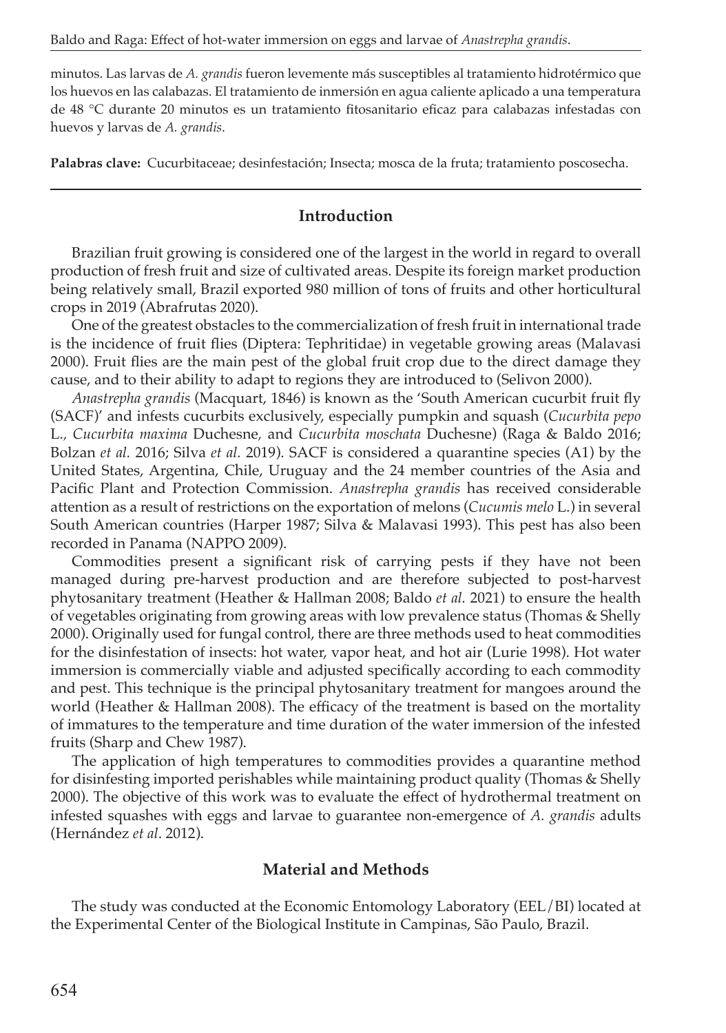minutos. Las larvas de *A. grandis* fueron levemente más susceptibles al tratamiento hidrotérmico que los huevos en las calabazas. El tratamiento de inmersión en agua caliente aplicado a una temperatura de 48 °C durante 20 minutos es un tratamiento fitosanitario eficaz para calabazas infestadas con huevos y larvas de *A. grandis*.

**Palabras clave:** Cucurbitaceae; desinfestación; Insecta; mosca de la fruta; tratamiento poscosecha.

## Introduction

Brazilian fruit growing is considered one of the largest in the world in regard to overall production of fresh fruit and size of cultivated areas. Despite its foreign market production being relatively small, Brazil exported 980 million of tons of fruits and other horticultural crops in 2019 (Abrafrutas 2020).

One of the greatest obstacles to the commercialization of fresh fruit in international trade is the incidence of fruit flies (Diptera: Tephritidae) in vegetable growing areas (Malavasi 2000). Fruit flies are the main pest of the global fruit crop due to the direct damage they cause, and to their ability to adapt to regions they are introduced to (Selivon 2000).

*Anastrepha grandis* (Macquart, 1846) is known as the 'South American cucurbit fruit fly (SACF)' and infests cucurbits exclusively, especially pumpkin and squash (*Cucurbita pepo* L., *Cucurbita maxima* Duchesne, and *Cucurbita moschata* Duchesne) (Raga & Baldo 2016; Bolzan *et al.* 2016; Silva *et al.* 2019). SACF is considered a quarantine species (A1) by the United States, Argentina, Chile, Uruguay and the 24 member countries of the Asia and Pacific Plant and Protection Commission. *Anastrepha grandis* has received considerable attention as a result of restrictions on the exportation of melons (*Cucumis melo* L.) in several South American countries (Harper 1987; Silva & Malavasi 1993). This pest has also been recorded in Panama (NAPPO 2009).

Commodities present a significant risk of carrying pests if they have not been managed during pre-harvest production and are therefore subjected to post-harvest phytosanitary treatment (Heather & Hallman 2008; Baldo *et al.* 2021) to ensure the health of vegetables originating from growing areas with low prevalence status (Thomas & Shelly 2000). Originally used for fungal control, there are three methods used to heat commodities for the disinfestation of insects: hot water, vapor heat, and hot air (Lurie 1998). Hot water immersion is commercially viable and adjusted specifically according to each commodity and pest. This technique is the principal phytosanitary treatment for mangoes around the world (Heather & Hallman 2008). The efficacy of the treatment is based on the mortality of immatures to the temperature and time duration of the water immersion of the infested fruits (Sharp and Chew 1987).

The application of high temperatures to commodities provides a quarantine method for disinfesting imported perishables while maintaining product quality (Thomas & Shelly 2000). The objective of this work was to evaluate the effect of hydrothermal treatment on infested squashes with eggs and larvae to guarantee non-emergence of *A. grandis* adults (Hernández *et al*. 2012).

## Material and Methods

The study was conducted at the Economic Entomology Laboratory (EEL/BI) located at the Experimental Center of the Biological Institute in Campinas, São Paulo, Brazil.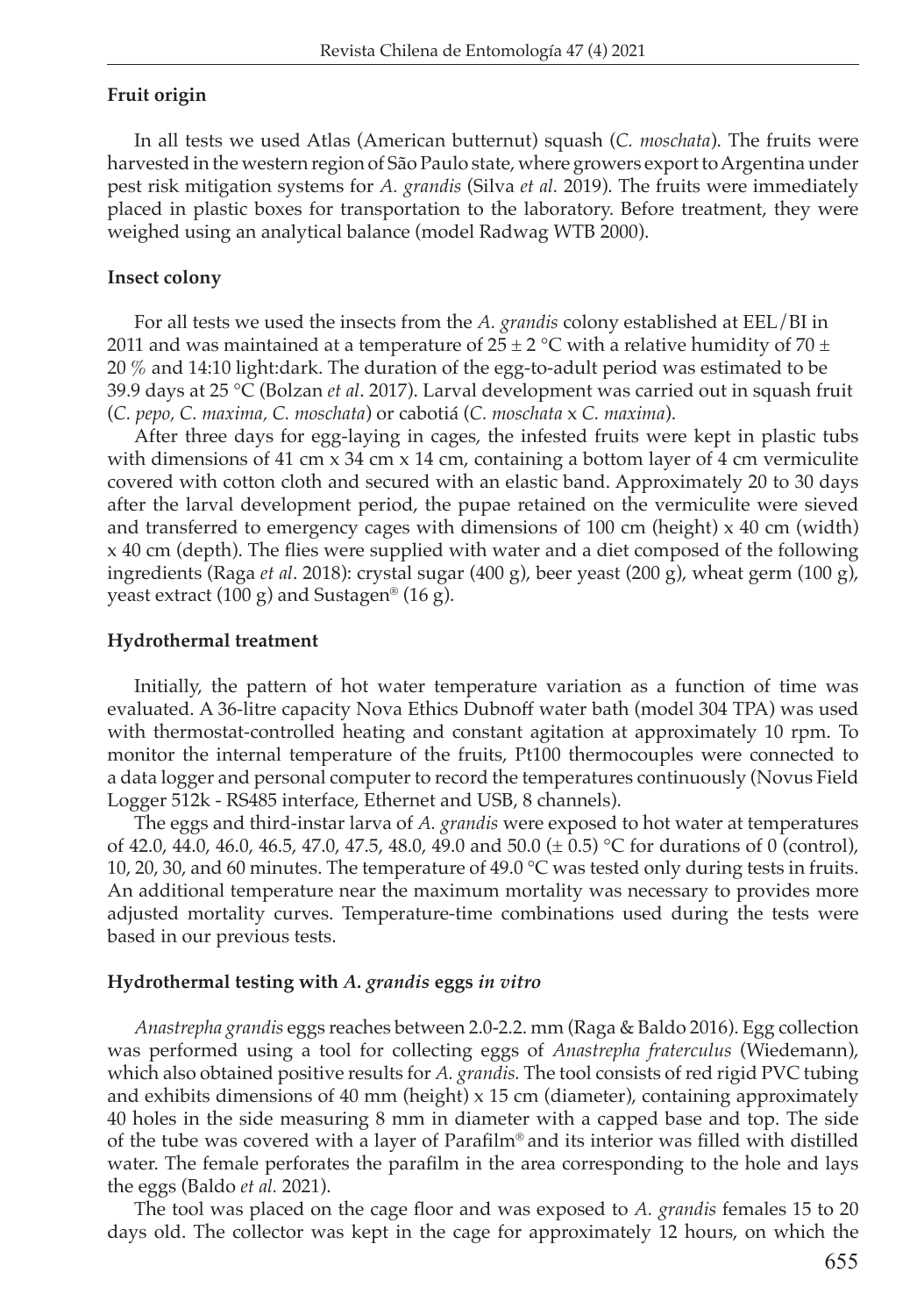### Fruit origin

In all tests we used Atlas (American butternut) squash (*C. moschata*). The fruits were harvested in the western region of São Paulo state, where growers export to Argentina under pest risk mitigation systems for *A. grandis* (Silva *et al.* 2019). The fruits were immediately placed in plastic boxes for transportation to the laboratory. Before treatment, they were weighed using an analytical balance (model Radwag WTB 2000).

### Insect colony

For all tests we used the insects from the *A. grandis* colony established at EEL/BI in 2011 and was maintained at a temperature of 25 ± 2 °C with a relative humidity of 70 ± 20 % and 14:10 light:dark. The duration of the egg-to-adult period was estimated to be 39.9 days at 25 °C (Bolzan *et al*. 2017). Larval development was carried out in squash fruit (*C. pepo, C. maxima, C. moschata*) or cabotiá (*C. moschata* x *C. maxima*).

After three days for egg-laying in cages, the infested fruits were kept in plastic tubs with dimensions of 41 cm x 34 cm x 14 cm, containing a bottom layer of 4 cm vermiculite covered with cotton cloth and secured with an elastic band. Approximately 20 to 30 days after the larval development period, the pupae retained on the vermiculite were sieved and transferred to emergency cages with dimensions of 100 cm (height) x 40 cm (width) x 40 cm (depth). The flies were supplied with water and a diet composed of the following ingredients (Raga *et al*. 2018): crystal sugar (400 g), beer yeast (200 g), wheat germ (100 g), yeast extract (100 g) and Sustagen® (16 g).

### Hydrothermal treatment

Initially, the pattern of hot water temperature variation as a function of time was evaluated. A 36-litre capacity Nova Ethics Dubnoff water bath (model 304 TPA) was used with thermostat-controlled heating and constant agitation at approximately 10 rpm. To monitor the internal temperature of the fruits, Pt100 thermocouples were connected to a data logger and personal computer to record the temperatures continuously (Novus Field Logger 512k - RS485 interface, Ethernet and USB, 8 channels).

The eggs and third-instar larva of *A. grandis* were exposed to hot water at temperatures of 42.0, 44.0, 46.0, 46.5, 47.0, 47.5, 48.0, 49.0 and 50.0 (± 0.5) °C for durations of 0 (control), 10, 20, 30, and 60 minutes. The temperature of 49.0 °C was tested only during tests in fruits. An additional temperature near the maximum mortality was necessary to provides more adjusted mortality curves. Temperature-time combinations used during the tests were based in our previous tests.

### Hydrothermal testing with *A. grandis* eggs *in vitro*

*Anastrepha grandis* eggs reaches between 2.0-2.2. mm (Raga & Baldo 2016). Egg collection was performed using a tool for collecting eggs of *Anastrepha fraterculus* (Wiedemann), which also obtained positive results for *A. grandis.* The tool consists of red rigid PVC tubing and exhibits dimensions of 40 mm (height) x 15 cm (diameter), containing approximately 40 holes in the side measuring 8 mm in diameter with a capped base and top. The side of the tube was covered with a layer of Parafilm® and its interior was filled with distilled water. The female perforates the parafilm in the area corresponding to the hole and lays the eggs (Baldo *et al.* 2021).

The tool was placed on the cage floor and was exposed to *A. grandis* females 15 to 20 days old. The collector was kept in the cage for approximately 12 hours, on which the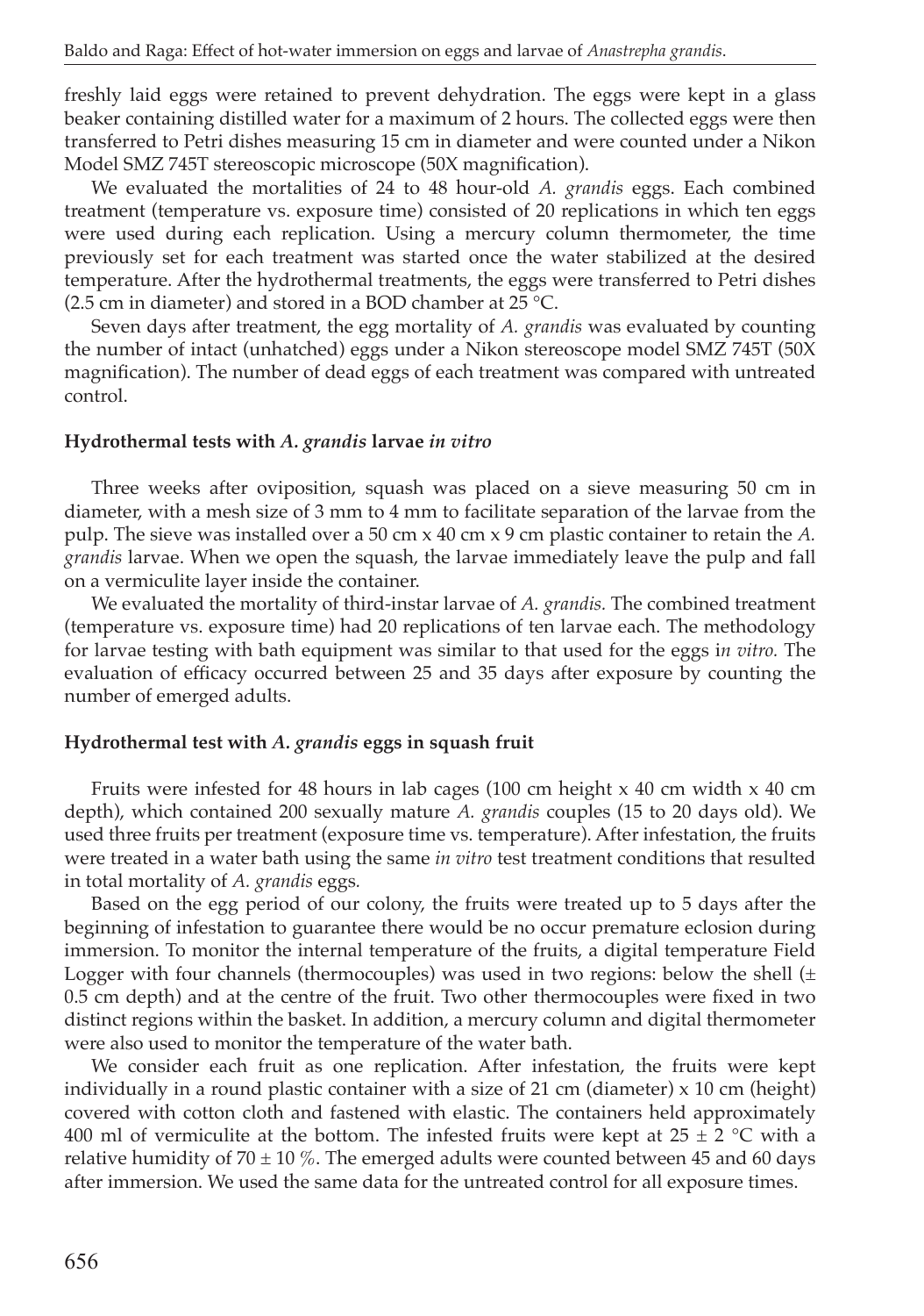freshly laid eggs were retained to prevent dehydration. The eggs were kept in a glass beaker containing distilled water for a maximum of 2 hours. The collected eggs were then transferred to Petri dishes measuring 15 cm in diameter and were counted under a Nikon Model SMZ 745T stereoscopic microscope (50X magnification).

We evaluated the mortalities of 24 to 48 hour-old *A. grandis* eggs. Each combined treatment (temperature vs. exposure time) consisted of 20 replications in which ten eggs were used during each replication. Using a mercury column thermometer, the time previously set for each treatment was started once the water stabilized at the desired temperature. After the hydrothermal treatments, the eggs were transferred to Petri dishes (2.5 cm in diameter) and stored in a BOD chamber at 25 °C.

Seven days after treatment, the egg mortality of *A. grandis* was evaluated by counting the number of intact (unhatched) eggs under a Nikon stereoscope model SMZ 745T (50X magnification). The number of dead eggs of each treatment was compared with untreated control.

### Hydrothermal tests with *A. grandis* larvae *in vitro*

Three weeks after oviposition, squash was placed on a sieve measuring 50 cm in diameter, with a mesh size of 3 mm to 4 mm to facilitate separation of the larvae from the pulp. The sieve was installed over a 50 cm x 40 cm x 9 cm plastic container to retain the *A. grandis* larvae. When we open the squash, the larvae immediately leave the pulp and fall on a vermiculite layer inside the container.

We evaluated the mortality of third-instar larvae of *A. grandis.* The combined treatment (temperature vs. exposure time) had 20 replications of ten larvae each. The methodology for larvae testing with bath equipment was similar to that used for the eggs i*n vitro.* The evaluation of efficacy occurred between 25 and 35 days after exposure by counting the number of emerged adults.

### Hydrothermal test with *A. grandis* eggs in squash fruit

Fruits were infested for 48 hours in lab cages (100 cm height x 40 cm width x 40 cm depth), which contained 200 sexually mature *A. grandis* couples (15 to 20 days old). We used three fruits per treatment (exposure time vs. temperature). After infestation, the fruits were treated in a water bath using the same *in vitro* test treatment conditions that resulted in total mortality of *A. grandis* eggs.

Based on the egg period of our colony, the fruits were treated up to 5 days after the beginning of infestation to guarantee there would be no occur premature eclosion during immersion. To monitor the internal temperature of the fruits, a digital temperature Field Logger with four channels (thermocouples) was used in two regions: below the shell (± 0.5 cm depth) and at the centre of the fruit. Two other thermocouples were fixed in two distinct regions within the basket. In addition, a mercury column and digital thermometer were also used to monitor the temperature of the water bath.

We consider each fruit as one replication. After infestation, the fruits were kept individually in a round plastic container with a size of 21 cm (diameter) x 10 cm (height) covered with cotton cloth and fastened with elastic. The containers held approximately 400 ml of vermiculite at the bottom. The infested fruits were kept at 25 ± 2 °C with a relative humidity of 70 ± 10 %. The emerged adults were counted between 45 and 60 days after immersion. We used the same data for the untreated control for all exposure times.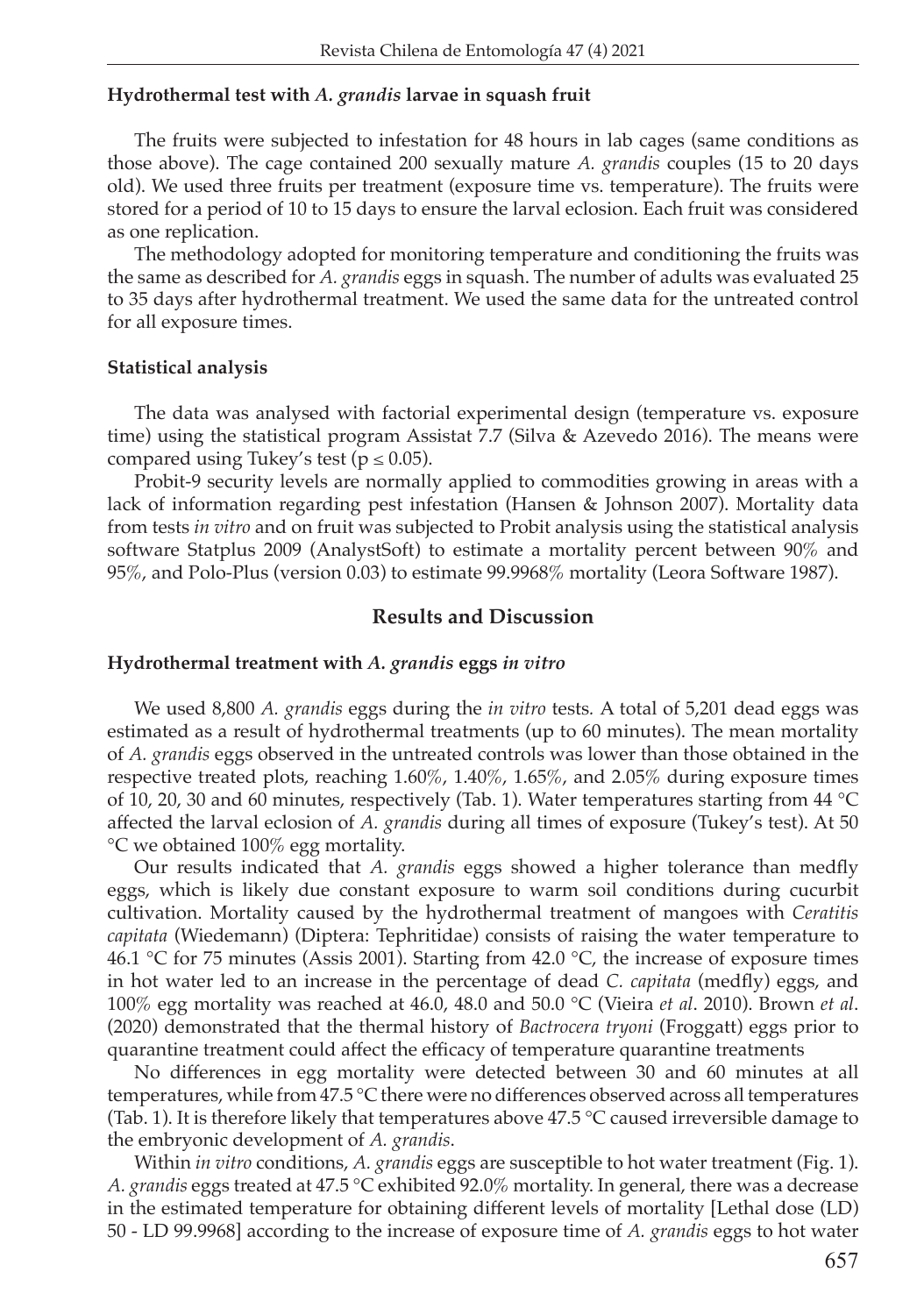### Hydrothermal test with *A. grandis* larvae in squash fruit

The fruits were subjected to infestation for 48 hours in lab cages (same conditions as those above). The cage contained 200 sexually mature *A. grandis* couples (15 to 20 days old). We used three fruits per treatment (exposure time vs. temperature). The fruits were stored for a period of 10 to 15 days to ensure the larval eclosion. Each fruit was considered as one replication.

The methodology adopted for monitoring temperature and conditioning the fruits was the same as described for *A. grandis* eggs in squash. The number of adults was evaluated 25 to 35 days after hydrothermal treatment. We used the same data for the untreated control for all exposure times.

### Statistical analysis

The data was analysed with factorial experimental design (temperature vs. exposure time) using the statistical program Assistat 7.7 (Silva & Azevedo 2016). The means were compared using Tukey's test ($p \leq 0.05$).

Probit-9 security levels are normally applied to commodities growing in areas with a lack of information regarding pest infestation (Hansen & Johnson 2007). Mortality data from tests *in vitro* and on fruit was subjected to Probit analysis using the statistical analysis software Statplus 2009 (AnalystSoft) to estimate a mortality percent between 90% and 95%, and Polo-Plus (version 0.03) to estimate 99.9968% mortality (Leora Software 1987).

## Results and Discussion

### Hydrothermal treatment with *A. grandis* eggs *in vitro*

We used 8,800 *A. grandis* eggs during the *in vitro* tests. A total of 5,201 dead eggs was estimated as a result of hydrothermal treatments (up to 60 minutes). The mean mortality of *A. grandis* eggs observed in the untreated controls was lower than those obtained in the respective treated plots, reaching 1.60%, 1.40%, 1.65%, and 2.05% during exposure times of 10, 20, 30 and 60 minutes, respectively (Tab. 1). Water temperatures starting from 44 °C affected the larval eclosion of *A. grandis* during all times of exposure (Tukey's test). At 50 °C we obtained 100% egg mortality.

Our results indicated that *A. grandis* eggs showed a higher tolerance than medfly eggs, which is likely due constant exposure to warm soil conditions during cucurbit cultivation. Mortality caused by the hydrothermal treatment of mangoes with *Ceratitis capitata* (Wiedemann) (Diptera: Tephritidae) consists of raising the water temperature to 46.1 °C for 75 minutes (Assis 2001). Starting from 42.0 °C, the increase of exposure times in hot water led to an increase in the percentage of dead *C. capitata* (medfly) eggs, and 100% egg mortality was reached at 46.0, 48.0 and 50.0 °C (Vieira *et al*. 2010). Brown *et al*. (2020) demonstrated that the thermal history of *Bactrocera tryoni* (Froggatt) eggs prior to quarantine treatment could affect the efficacy of temperature quarantine treatments

No differences in egg mortality were detected between 30 and 60 minutes at all temperatures, while from 47.5 °C there were no differences observed across all temperatures (Tab. 1). It is therefore likely that temperatures above 47.5 °C caused irreversible damage to the embryonic development of *A. grandis*.

Within *in vitro* conditions, *A. grandis* eggs are susceptible to hot water treatment (Fig. 1). *A. grandis* eggs treated at 47.5 °C exhibited 92.0% mortality. In general, there was a decrease in the estimated temperature for obtaining different levels of mortality [Lethal dose (LD) 50 - LD 99.9968] according to the increase of exposure time of *A. grandis* eggs to hot water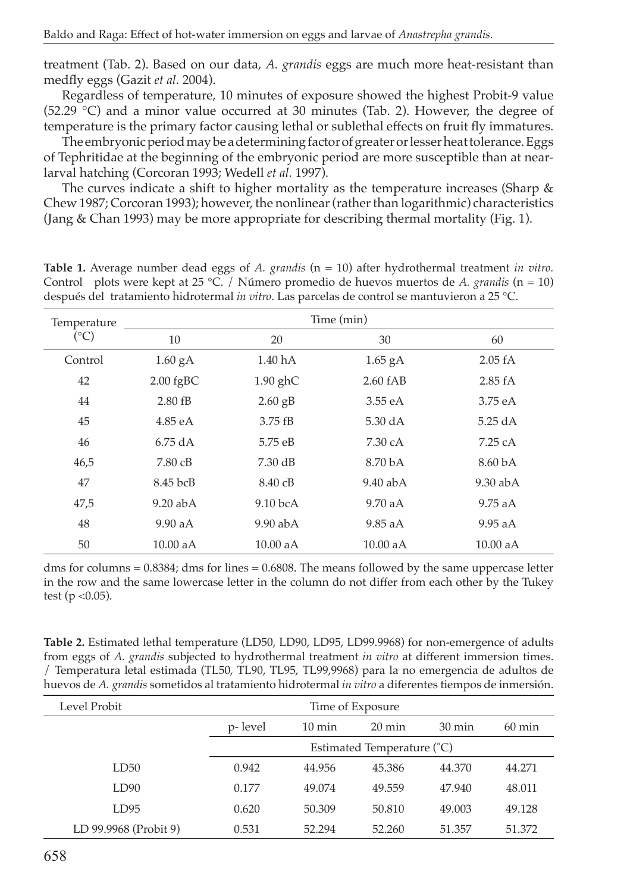treatment (Tab. 2). Based on our data, *A. grandis* eggs are much more heat-resistant than medfly eggs (Gazit *et al.* 2004).

Regardless of temperature, 10 minutes of exposure showed the highest Probit-9 value (52.29 °C) and a minor value occurred at 30 minutes (Tab. 2). However, the degree of temperature is the primary factor causing lethal or sublethal effects on fruit fly immatures.

The embryonic period may be a determining factor of greater or lesser heat tolerance. Eggs of Tephritidae at the beginning of the embryonic period are more susceptible than at near-larval hatching (Corcoran 1993; Wedell *et al.* 1997).

The curves indicate a shift to higher mortality as the temperature increases (Sharp & Chew 1987; Corcoran 1993); however, the nonlinear (rather than logarithmic) characteristics (Jang & Chan 1993) may be more appropriate for describing thermal mortality (Fig. 1).

**Table 1.** Average number dead eggs of *A. grandis* (n = 10) after hydrothermal treatment *in vitro.* Control plots were kept at 25 °C. / Número promedio de huevos muertos de *A. grandis* (n = 10) después del tratamiento hidrotermal *in vitro*. Las parcelas de control se mantuvieron a 25 °C.

| Temperature (°C) | Time (min) | | | |
|---|---|---|---|---|
| | 10 | 20 | 30 | 60 |
| Control | 1.60 gA | 1.40 hA | 1.65 gA | 2.05 fA |
| 42 | 2.00 fgBC | 1.90 ghC | 2.60 fAB | 2.85 fA |
| 44 | 2.80 fB | 2.60 gB | 3.55 eA | 3.75 eA |
| 45 | 4.85 eA | 3.75 fB | 5.30 dA | 5.25 dA |
| 46 | 6.75 dA | 5.75 eB | 7.30 cA | 7.25 cA |
| 46,5 | 7.80 cB | 7.30 dB | 8.70 bA | 8.60 bA |
| 47 | 8.45 bcB | 8.40 cB | 9.40 abA | 9.30 abA |
| 47,5 | 9.20 abA | 9.10 bcA | 9.70 aA | 9.75 aA |
| 48 | 9.90 aA | 9.90 abA | 9.85 aA | 9.95 aA |
| 50 | 10.00 aA | 10.00 aA | 10.00 aA | 10.00 aA |

dms for columns = 0.8384; dms for lines = 0.6808. The means followed by the same uppercase letter in the row and the same lowercase letter in the column do not differ from each other by the Tukey test ($p < 0.05$).

**Table 2.** Estimated lethal temperature (LD50, LD90, LD95, LD99.9968) for non-emergence of adults from eggs of *A. grandis* subjected to hydrothermal treatment *in vitro* at different immersion times. / Temperatura letal estimada (TL50, TL90, TL95, TL99,9968) para la no emergencia de adultos de huevos de *A. grandis* sometidos al tratamiento hidrotermal *in vitro* a diferentes tiempos de inmersión.

| Level Probit | Time of Exposure | | | | |
|---|---|---|---|---|---|
| | p- level | 10 min | 20 min | 30 min | 60 min |
| | Estimated Temperature (°C) | | | | |
| LD50 | 0.942 | 44.956 | 45.386 | 44.370 | 44.271 |
| LD90 | 0.177 | 49.074 | 49.559 | 47.940 | 48.011 |
| LD95 | 0.620 | 50.309 | 50.810 | 49.003 | 49.128 |
| LD 99.9968 (Probit 9) | 0.531 | 52.294 | 52.260 | 51.357 | 51.372 |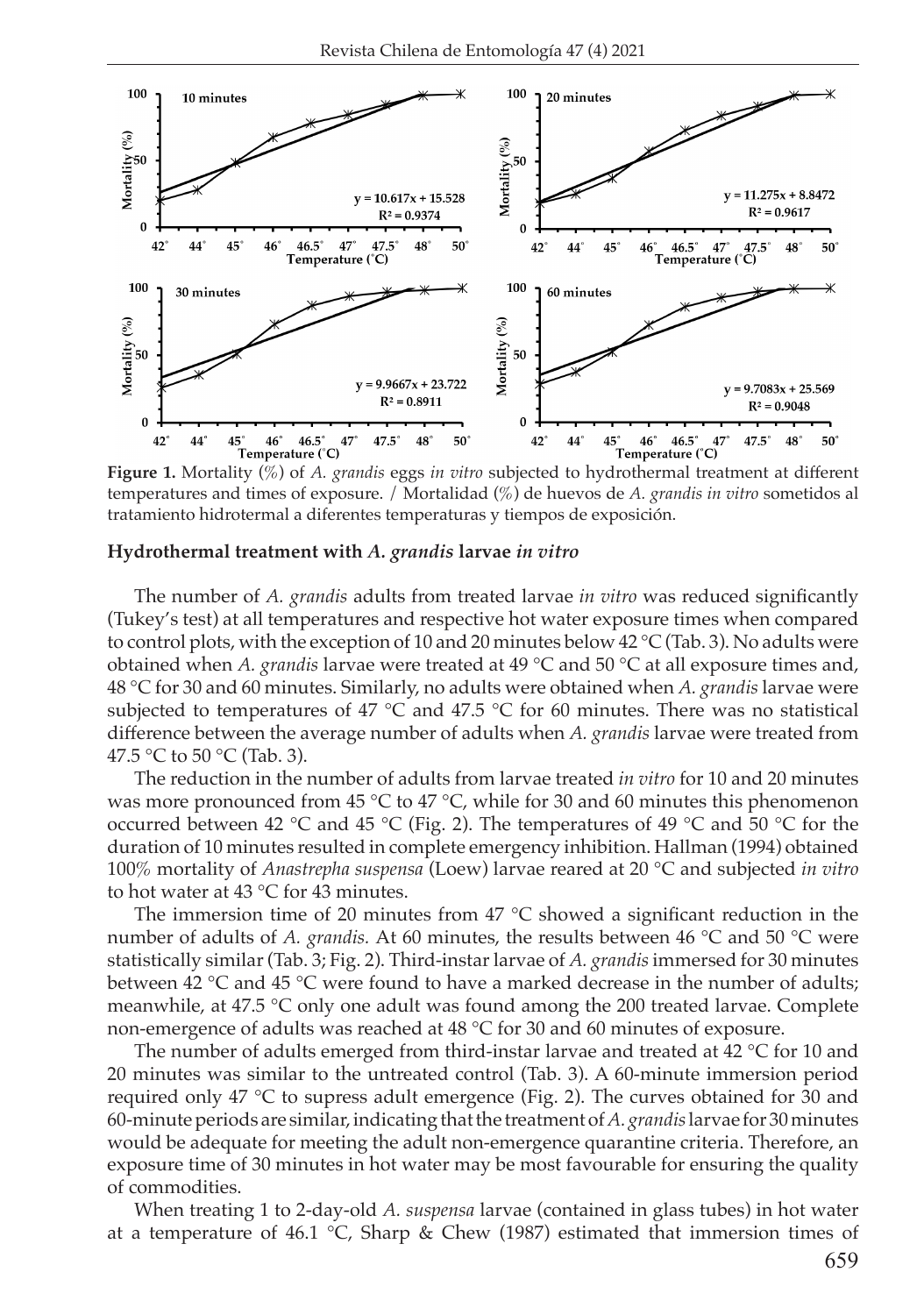10 minutes

Mortality (%)

y = 10.617x + 15.528

R² = 0.9374

42° 44° 45° 46° 46.5° 47° 47.5° 48° 50°

Temperature (°C)

20 minutes

Mortality (%)

y = 11.275x + 8.8472

R² = 0.9617

42° 44° 45° 46° 46.5° 47° 47.5° 48° 50°

Temperature (°C)

30 minutes

Mortality (%)

y = 9.9667x + 23.722

R² = 0.8911

42° 44° 45° 46° 46.5° 47° 47.5° 48° 50°

Temperature (°C)

60 minutes

Mortality (%)

y = 9.7083x + 25.569

R² = 0.9048

42° 44° 45° 46° 46.5° 47° 47.5° 48° 50°

Temperature (°C)

**Figure 1.** Mortality (%) of *A. grandis* eggs *in vitro* subjected to hydrothermal treatment at different temperatures and times of exposure. / Mortalidad (%) de huevos de *A. grandis in vitro* sometidos al tratamiento hidrotermal a diferentes temperaturas y tiempos de exposición.

### Hydrothermal treatment with *A. grandis* larvae *in vitro*

The number of *A. grandis* adults from treated larvae *in vitro* was reduced significantly (Tukey's test) at all temperatures and respective hot water exposure times when compared to control plots, with the exception of 10 and 20 minutes below 42 °C (Tab. 3). No adults were obtained when *A. grandis* larvae were treated at 49 °C and 50 °C at all exposure times and, 48 °C for 30 and 60 minutes. Similarly, no adults were obtained when *A. grandis* larvae were subjected to temperatures of 47 °C and 47.5 °C for 60 minutes. There was no statistical difference between the average number of adults when *A. grandis* larvae were treated from 47.5 °C to 50 °C (Tab. 3).

The reduction in the number of adults from larvae treated *in vitro* for 10 and 20 minutes was more pronounced from 45 °C to 47 °C, while for 30 and 60 minutes this phenomenon occurred between 42 °C and 45 °C (Fig. 2). The temperatures of 49 °C and 50 °C for the duration of 10 minutes resulted in complete emergency inhibition. Hallman (1994) obtained 100% mortality of *Anastrepha suspensa* (Loew) larvae reared at 20 °C and subjected *in vitro* to hot water at 43 °C for 43 minutes.

The immersion time of 20 minutes from 47 °C showed a significant reduction in the number of adults of *A. grandis*. At 60 minutes, the results between 46 °C and 50 °C were statistically similar (Tab. 3; Fig. 2). Third-instar larvae of *A. grandis* immersed for 30 minutes between 42 °C and 45 °C were found to have a marked decrease in the number of adults; meanwhile, at 47.5 °C only one adult was found among the 200 treated larvae. Complete non-emergence of adults was reached at 48 °C for 30 and 60 minutes of exposure.

The number of adults emerged from third-instar larvae and treated at 42 °C for 10 and 20 minutes was similar to the untreated control (Tab. 3). A 60-minute immersion period required only 47 °C to supress adult emergence (Fig. 2). The curves obtained for 30 and 60-minute periods are similar, indicating that the treatment of *A. grandis* larvae for 30 minutes would be adequate for meeting the adult non-emergence quarantine criteria. Therefore, an exposure time of 30 minutes in hot water may be most favourable for ensuring the quality of commodities.

When treating 1 to 2-day-old *A. suspensa* larvae (contained in glass tubes) in hot water at a temperature of 46.1 °C, Sharp & Chew (1987) estimated that immersion times of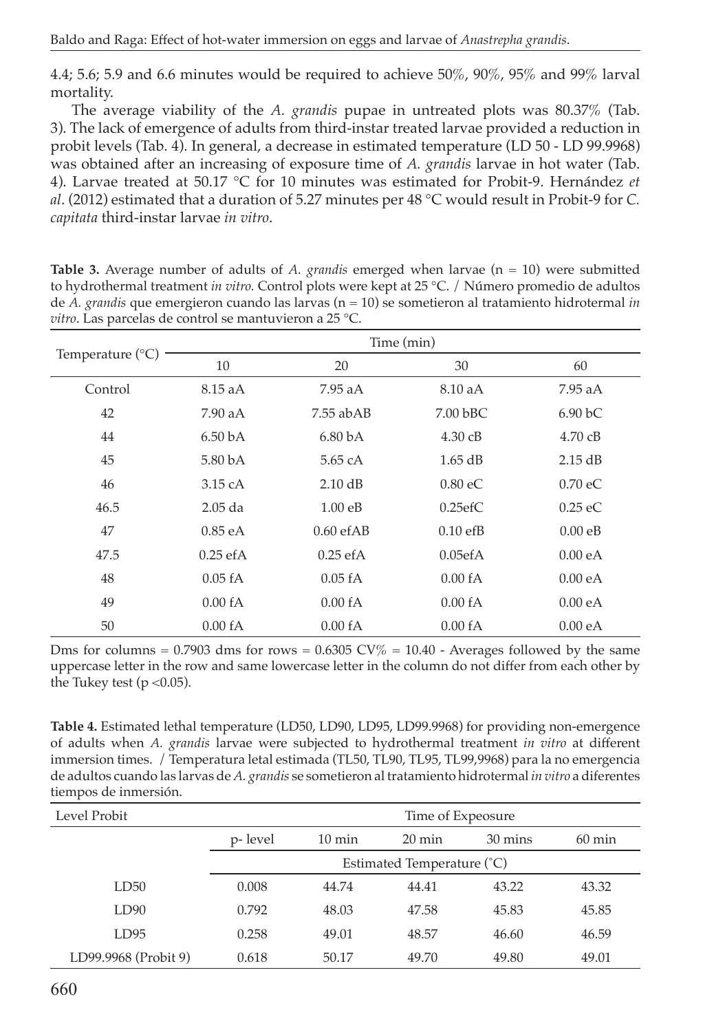4.4; 5.6; 5.9 and 6.6 minutes would be required to achieve 50%, 90%, 95% and 99% larval mortality.

The average viability of the *A. grandis* pupae in untreated plots was 80.37% (Tab. 3). The lack of emergence of adults from third-instar treated larvae provided a reduction in probit levels (Tab. 4). In general, a decrease in estimated temperature (LD 50 - LD 99.9968) was obtained after an increasing of exposure time of *A. grandis* larvae in hot water (Tab. 4). Larvae treated at 50.17 °C for 10 minutes was estimated for Probit-9. Hernández *et al*. (2012) estimated that a duration of 5.27 minutes per 48 °C would result in Probit-9 for *C. capitata* third-instar larvae *in vitro*.

**Table 3.** Average number of adults of *A. grandis* emerged when larvae (n = 10) were submitted to hydrothermal treatment *in vitro.* Control plots were kept at 25 °C. / Número promedio de adultos de *A. grandis* que emergieron cuando las larvas (n = 10) se sometieron al tratamiento hidrotermal *in vitro*. Las parcelas de control se mantuvieron a 25 °C.

| Temperature (°C) | Time (min) | | | |
|---|---|---|---|---|
| | 10 | 20 | 30 | 60 |
| Control | 8.15 aA | 7.95 aA | 8.10 aA | 7.95 aA |
| 42 | 7.90 aA | 7.55 abAB | 7.00 bBC | 6.90 bC |
| 44 | 6.50 bA | 6.80 bA | 4.30 cB | 4.70 cB |
| 45 | 5.80 bA | 5.65 cA | 1.65 dB | 2.15 dB |
| 46 | 3.15 cA | 2.10 dB | 0.80 eC | 0.70 eC |
| 46.5 | 2.05 da | 1.00 eB | 0.25efC | 0.25 eC |
| 47 | 0.85 eA | 0.60 efAB | 0.10 efB | 0.00 eB |
| 47.5 | 0.25 efA | 0.25 efA | 0.05efA | 0.00 eA |
| 48 | 0.05 fA | 0.05 fA | 0.00 fA | 0.00 eA |
| 49 | 0.00 fA | 0.00 fA | 0.00 fA | 0.00 eA |
| 50 | 0.00 fA | 0.00 fA | 0.00 fA | 0.00 eA |

Dms for columns = 0.7903 dms for rows = 0.6305 CV% = 10.40 - Averages followed by the same uppercase letter in the row and same lowercase letter in the column do not differ from each other by the Tukey test (p <0.05).

**Table 4.** Estimated lethal temperature (LD50, LD90, LD95, LD99.9968) for providing non-emergence of adults when *A. grandis* larvae were subjected to hydrothermal treatment *in vitro* at different immersion times. / Temperatura letal estimada (TL50, TL90, TL95, TL99,9968) para la no emergencia de adultos cuando las larvas de *A. grandis* se sometieron al tratamiento hidrotermal *in vitro* a diferentes tiempos de inmersión.

| Level Probit | Time of Expeosure | | | | |
|---|---|---|---|---|---|
| | p- level | 10 min | 20 min | 30 mins | 60 min |
| | Estimated Temperature (°C) | | | | |
| LD50 | 0.008 | 44.74 | 44.41 | 43.22 | 43.32 |
| LD90 | 0.792 | 48.03 | 47.58 | 45.83 | 45.85 |
| LD95 | 0.258 | 49.01 | 48.57 | 46.60 | 46.59 |
| LD99.9968 (Probit 9) | 0.618 | 50.17 | 49.70 | 49.80 | 49.01 |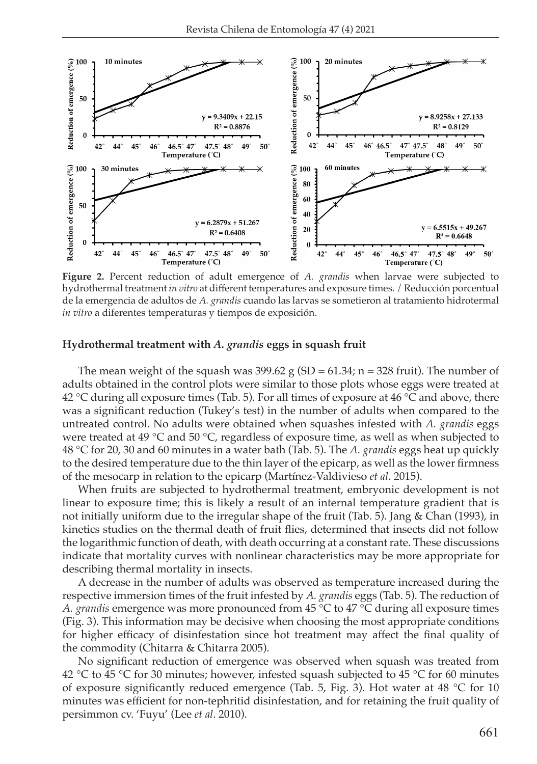10 minutes

Reduction of emergence (%)

100

50

0

$y = 9.3409x + 22.15$

$R^2 = 0.8876$

42˚ 44˚ 45˚ 46˚ 46.5˚ 47˚ 47.5˚ 48˚ 49˚ 50˚

Temperature (˚C)

20 minutes

Reduction of emergence (%)

100

50

0

$y = 8.9258x + 27.133$

$R^2 = 0.8129$

42˚ 44˚ 45˚ 46˚ 46.5˚ 47˚ 47.5˚ 48˚ 49˚ 50˚

Temperature (˚C)

30 minutes

Reduction of emergence (%)

100

50

0

$y = 6.2879x + 51.267$

$R^2 = 0.6408$

42˚ 44˚ 45˚ 46˚ 46.5˚ 47˚ 47.5˚ 48˚ 49˚ 50˚

Temperature (˚C)

60 minutes

Reduction of emergence (%)

100

80

60

40

20

0

$y = 6.5515x + 49.267$

$R^2 = 0.6648$

42˚ 44˚ 45˚ 46˚ 46.5˚ 47˚ 47.5˚ 48˚ 49˚ 50˚

Temperature (˚C)

**Figure 2.** Percent reduction of adult emergence of *A. grandis* when larvae were subjected to hydrothermal treatment *in vitro* at different temperatures and exposure times. / Reducción porcentual de la emergencia de adultos de *A. grandis* cuando las larvas se sometieron al tratamiento hidrotermal *in vitro* a diferentes temperaturas y tiempos de exposición.

### Hydrothermal treatment with *A. grandis* eggs in squash fruit

The mean weight of the squash was 399.62 g (SD = 61.34; n = 328 fruit). The number of adults obtained in the control plots were similar to those plots whose eggs were treated at 42 °C during all exposure times (Tab. 5). For all times of exposure at 46 °C and above, there was a significant reduction (Tukey's test) in the number of adults when compared to the untreated control. No adults were obtained when squashes infested with *A. grandis* eggs were treated at 49 °C and 50 °C, regardless of exposure time, as well as when subjected to 48 °C for 20, 30 and 60 minutes in a water bath (Tab. 5). The *A. grandis* eggs heat up quickly to the desired temperature due to the thin layer of the epicarp, as well as the lower firmness of the mesocarp in relation to the epicarp (Martínez-Valdivieso *et al*. 2015).

When fruits are subjected to hydrothermal treatment, embryonic development is not linear to exposure time; this is likely a result of an internal temperature gradient that is not initially uniform due to the irregular shape of the fruit (Tab. 5). Jang & Chan (1993), in kinetics studies on the thermal death of fruit flies, determined that insects did not follow the logarithmic function of death, with death occurring at a constant rate. These discussions indicate that mortality curves with nonlinear characteristics may be more appropriate for describing thermal mortality in insects.

A decrease in the number of adults was observed as temperature increased during the respective immersion times of the fruit infested by *A. grandis* eggs (Tab. 5). The reduction of *A. grandis* emergence was more pronounced from 45 °C to 47 °C during all exposure times (Fig. 3). This information may be decisive when choosing the most appropriate conditions for higher efficacy of disinfestation since hot treatment may affect the final quality of the commodity (Chitarra & Chitarra 2005).

No significant reduction of emergence was observed when squash was treated from 42 °C to 45 °C for 30 minutes; however, infested squash subjected to 45 °C for 60 minutes of exposure significantly reduced emergence (Tab. 5, Fig. 3). Hot water at 48 °C for 10 minutes was efficient for non-tephritid disinfestation, and for retaining the fruit quality of persimmon cv. 'Fuyu' (Lee *et al*. 2010).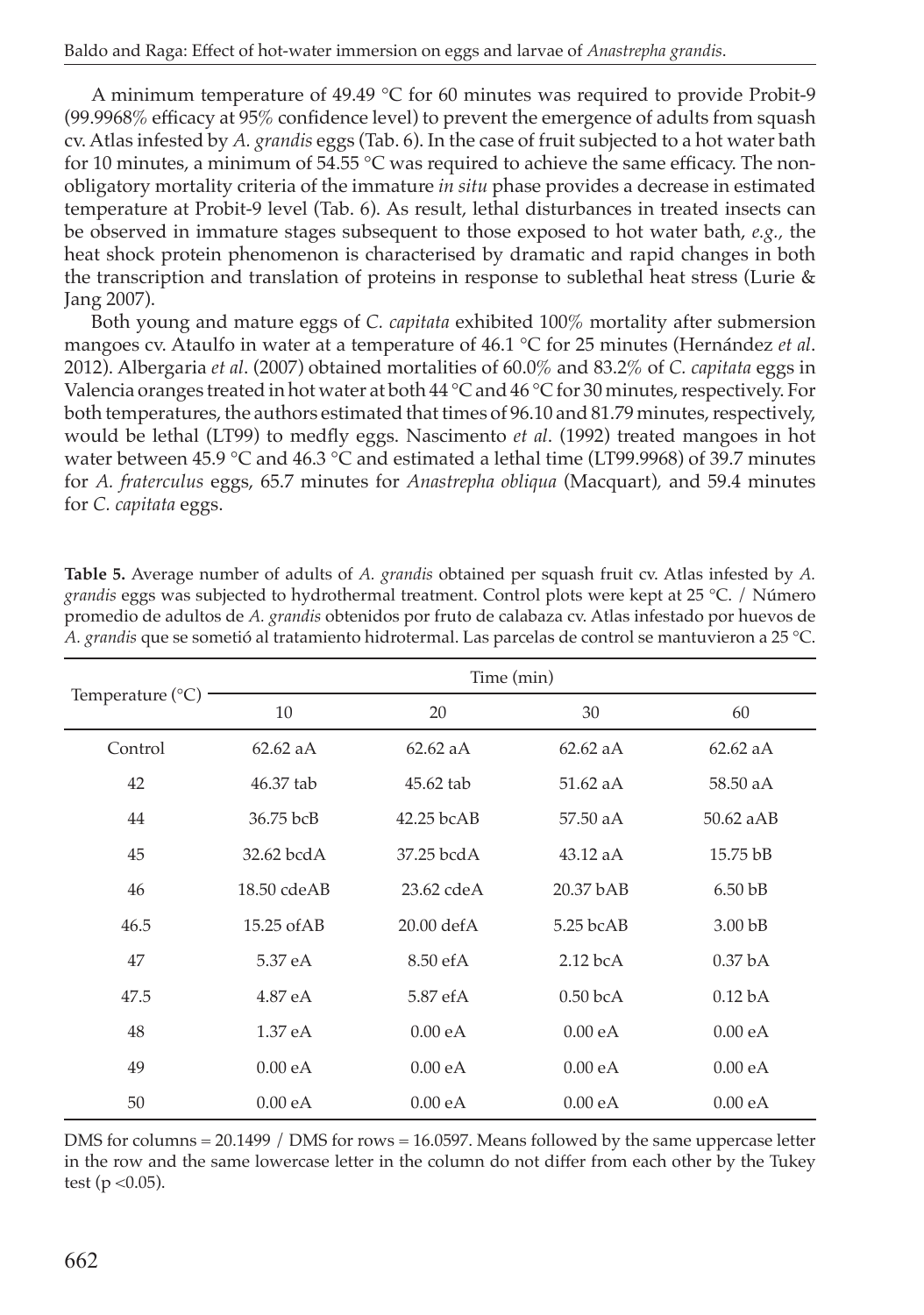A minimum temperature of 49.49 °C for 60 minutes was required to provide Probit-9 (99.9968% efficacy at 95% confidence level) to prevent the emergence of adults from squash cv. Atlas infested by *A. grandis* eggs (Tab. 6). In the case of fruit subjected to a hot water bath for 10 minutes, a minimum of 54.55 °C was required to achieve the same efficacy. The non-obligatory mortality criteria of the immature *in situ* phase provides a decrease in estimated temperature at Probit-9 level (Tab. 6). As result, lethal disturbances in treated insects can be observed in immature stages subsequent to those exposed to hot water bath, *e.g.,* the heat shock protein phenomenon is characterised by dramatic and rapid changes in both the transcription and translation of proteins in response to sublethal heat stress (Lurie & Jang 2007).

Both young and mature eggs of *C. capitata* exhibited 100% mortality after submersion mangoes cv. Ataulfo in water at a temperature of 46.1 °C for 25 minutes (Hernández *et al*. 2012). Albergaria *et al*. (2007) obtained mortalities of 60.0% and 83.2% of *C. capitata* eggs in Valencia oranges treated in hot water at both 44 °C and 46 °C for 30 minutes, respectively. For both temperatures, the authors estimated that times of 96.10 and 81.79 minutes, respectively, would be lethal (LT99) to medfly eggs. Nascimento *et al*. (1992) treated mangoes in hot water between 45.9 °C and 46.3 °C and estimated a lethal time (LT99.9968) of 39.7 minutes for *A. fraterculus* eggs, 65.7 minutes for *Anastrepha obliqua* (Macquart), and 59.4 minutes for *C. capitata* eggs.

**Table 5.** Average number of adults of *A. grandis* obtained per squash fruit cv. Atlas infested by *A. grandis* eggs was subjected to hydrothermal treatment. Control plots were kept at 25 °C. / Número promedio de adultos de *A. grandis* obtenidos por fruto de calabaza cv. Atlas infestado por huevos de *A. grandis* que se sometió al tratamiento hidrotermal. Las parcelas de control se mantuvieron a 25 °C.

| Temperature (°C) | Time (min) | | | |
|---|---|---|---|---|
| | 10 | 20 | 30 | 60 |
| Control | 62.62 aA | 62.62 aA | 62.62 aA | 62.62 aA |
| 42 | 46.37 tab | 45.62 tab | 51.62 aA | 58.50 aA |
| 44 | 36.75 bcB | 42.25 bcAB | 57.50 aA | 50.62 aAB |
| 45 | 32.62 bcdA | 37.25 bcdA | 43.12 aA | 15.75 bB |
| 46 | 18.50 cdeAB | 23.62 cdeA | 20.37 bAB | 6.50 bB |
| 46.5 | 15.25 ofAB | 20.00 defA | 5.25 bcAB | 3.00 bB |
| 47 | 5.37 eA | 8.50 efA | 2.12 bcA | 0.37 bA |
| 47.5 | 4.87 eA | 5.87 efA | 0.50 bcA | 0.12 bA |
| 48 | 1.37 eA | 0.00 eA | 0.00 eA | 0.00 eA |
| 49 | 0.00 eA | 0.00 eA | 0.00 eA | 0.00 eA |
| 50 | 0.00 eA | 0.00 eA | 0.00 eA | 0.00 eA |

DMS for columns = 20.1499 / DMS for rows = 16.0597. Means followed by the same uppercase letter in the row and the same lowercase letter in the column do not differ from each other by the Tukey test ($p < 0.05$).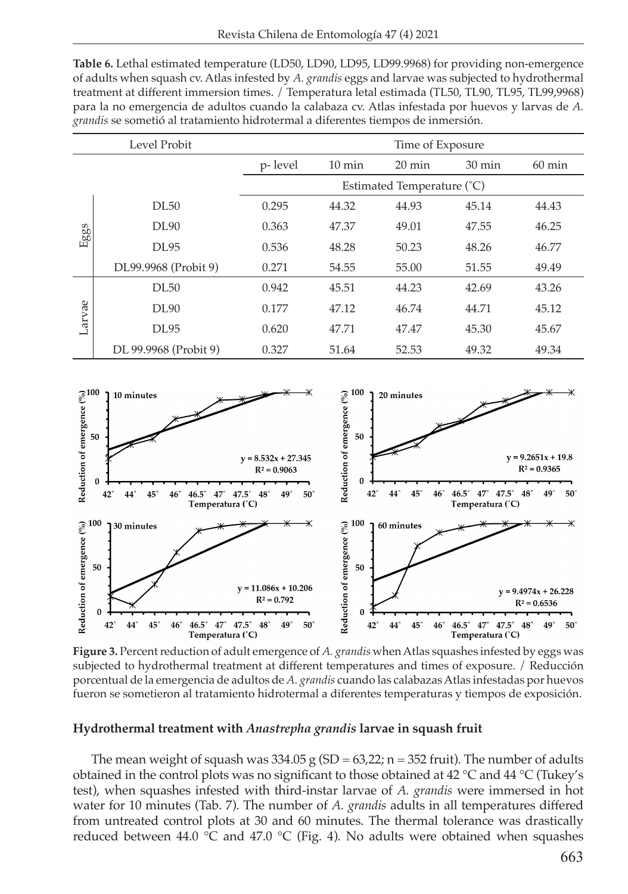**Table 6.** Lethal estimated temperature (LD50, LD90, LD95, LD99.9968) for providing non-emergence of adults when squash cv. Atlas infested by *A. grandis* eggs and larvae was subjected to hydrothermal treatment at different immersion times. / Temperatura letal estimada (TL50, TL90, TL95, TL99,9968) para la no emergencia de adultos cuando la calabaza cv. Atlas infestada por huevos y larvas de *A. grandis* se sometió al tratamiento hidrotermal a diferentes tiempos de inmersión.

| Level Probit | | Time of Exposure | | | | |
|---|---|---|---|---|---|---|
| | | p- level | 10 min | 20 min | 30 min | 60 min |
| | | Estimated Temperature (˚C) | | | | |
| Eggs | DL50 | 0.295 | 44.32 | 44.93 | 45.14 | 44.43 |
| | DL90 | 0.363 | 47.37 | 49.01 | 47.55 | 46.25 |
| | DL95 | 0.536 | 48.28 | 50.23 | 48.26 | 46.77 |
| | DL99.9968 (Probit 9) | 0.271 | 54.55 | 55.00 | 51.55 | 49.49 |
| Larvae | DL50 | 0.942 | 45.51 | 44.23 | 42.69 | 43.26 |
| | DL90 | 0.177 | 47.12 | 46.74 | 44.71 | 45.12 |
| | DL95 | 0.620 | 47.71 | 47.47 | 45.30 | 45.67 |
| | DL 99.9968 (Probit 9) | 0.327 | 51.64 | 52.53 | 49.32 | 49.34 |

10 minutes
y = 8.532x + 27.345
R² = 0.9063

20 minutes
y = 9.2651x + 19.8
R² = 0.9365

30 minutes
y = 11.086x + 10.206
R² = 0.792

60 minutes
y = 9.4974x + 26.228
R² = 0.6536

Reduction of emergence (%)
Temperatura (˚C)
42˚ 44˚ 45˚ 46˚ 46.5˚ 47˚ 47.5˚ 48˚ 49˚ 50˚

**Figure 3.** Percent reduction of adult emergence of *A. grandis* when Atlas squashes infested by eggs was subjected to hydrothermal treatment at different temperatures and times of exposure. / Reducción porcentual de la emergencia de adultos de *A. grandis* cuando las calabazas Atlas infestadas por huevos fueron se sometieron al tratamiento hidrotermal a diferentes temperaturas y tiempos de exposición.

### Hydrothermal treatment with *Anastrepha grandis* larvae in squash fruit

The mean weight of squash was 334.05 g (SD = 63,22; n = 352 fruit). The number of adults obtained in the control plots was no significant to those obtained at 42 °C and 44 °C (Tukey's test), when squashes infested with third-instar larvae of *A. grandis* were immersed in hot water for 10 minutes (Tab. 7). The number of *A. grandis* adults in all temperatures differed from untreated control plots at 30 and 60 minutes. The thermal tolerance was drastically reduced between 44.0 °C and 47.0 °C (Fig. 4). No adults were obtained when squashes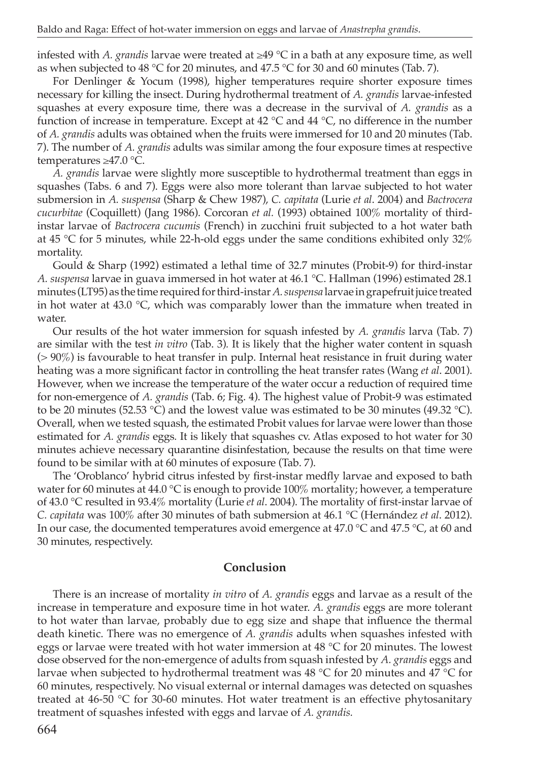infested with *A. grandis* larvae were treated at ≥49 °C in a bath at any exposure time, as well as when subjected to 48 °C for 20 minutes, and 47.5 °C for 30 and 60 minutes (Tab. 7).

For Denlinger & Yocum (1998), higher temperatures require shorter exposure times necessary for killing the insect. During hydrothermal treatment of *A. grandis* larvae-infested squashes at every exposure time, there was a decrease in the survival of *A. grandis* as a function of increase in temperature. Except at 42 °C and 44 °C, no difference in the number of *A. grandis* adults was obtained when the fruits were immersed for 10 and 20 minutes (Tab. 7). The number of *A. grandis* adults was similar among the four exposure times at respective temperatures ≥47.0 °C.

*A. grandis* larvae were slightly more susceptible to hydrothermal treatment than eggs in squashes (Tabs. 6 and 7). Eggs were also more tolerant than larvae subjected to hot water submersion in *A. suspensa* (Sharp & Chew 1987), *C. capitata* (Lurie *et al*. 2004) and *Bactrocera cucurbitae* (Coquillett) (Jang 1986). Corcoran *et al.* (1993) obtained 100% mortality of third-instar larvae of *Bactrocera cucumis* (French) in zucchini fruit subjected to a hot water bath at 45 °C for 5 minutes, while 22-h-old eggs under the same conditions exhibited only 32% mortality.

Gould & Sharp (1992) estimated a lethal time of 32.7 minutes (Probit-9) for third-instar *A. suspensa* larvae in guava immersed in hot water at 46.1 °C. Hallman (1996) estimated 28.1 minutes (LT95) as the time required for third-instar *A. suspensa* larvae in grapefruit juice treated in hot water at 43.0 °C, which was comparably lower than the immature when treated in water.

Our results of the hot water immersion for squash infested by *A. grandis* larva (Tab. 7) are similar with the test *in vitro* (Tab. 3). It is likely that the higher water content in squash (> 90%) is favourable to heat transfer in pulp. Internal heat resistance in fruit during water heating was a more significant factor in controlling the heat transfer rates (Wang *et al*. 2001). However, when we increase the temperature of the water occur a reduction of required time for non-emergence of *A. grandis* (Tab. 6; Fig. 4). The highest value of Probit-9 was estimated to be 20 minutes (52.53 °C) and the lowest value was estimated to be 30 minutes (49.32 °C). Overall, when we tested squash, the estimated Probit values for larvae were lower than those estimated for *A. grandis* eggs. It is likely that squashes cv. Atlas exposed to hot water for 30 minutes achieve necessary quarantine disinfestation, because the results on that time were found to be similar with at 60 minutes of exposure (Tab. 7).

The 'Oroblanco' hybrid citrus infested by first-instar medfly larvae and exposed to bath water for 60 minutes at 44.0 °C is enough to provide 100% mortality; however, a temperature of 43.0 °C resulted in 93.4% mortality (Lurie *et al*. 2004). The mortality of first-instar larvae of *C. capitata* was 100% after 30 minutes of bath submersion at 46.1 °C (Hernández *et al*. 2012). In our case, the documented temperatures avoid emergence at 47.0 °C and 47.5 °C, at 60 and 30 minutes, respectively.

## Conclusion

There is an increase of mortality *in vitro* of *A. grandis* eggs and larvae as a result of the increase in temperature and exposure time in hot water. *A. grandis* eggs are more tolerant to hot water than larvae, probably due to egg size and shape that influence the thermal death kinetic. There was no emergence of *A. grandis* adults when squashes infested with eggs or larvae were treated with hot water immersion at 48 °C for 20 minutes. The lowest dose observed for the non-emergence of adults from squash infested by *A. grandis* eggs and larvae when subjected to hydrothermal treatment was 48 °C for 20 minutes and 47 °C for 60 minutes, respectively. No visual external or internal damages was detected on squashes treated at 46-50 °C for 30-60 minutes. Hot water treatment is an effective phytosanitary treatment of squashes infested with eggs and larvae of *A. grandis.*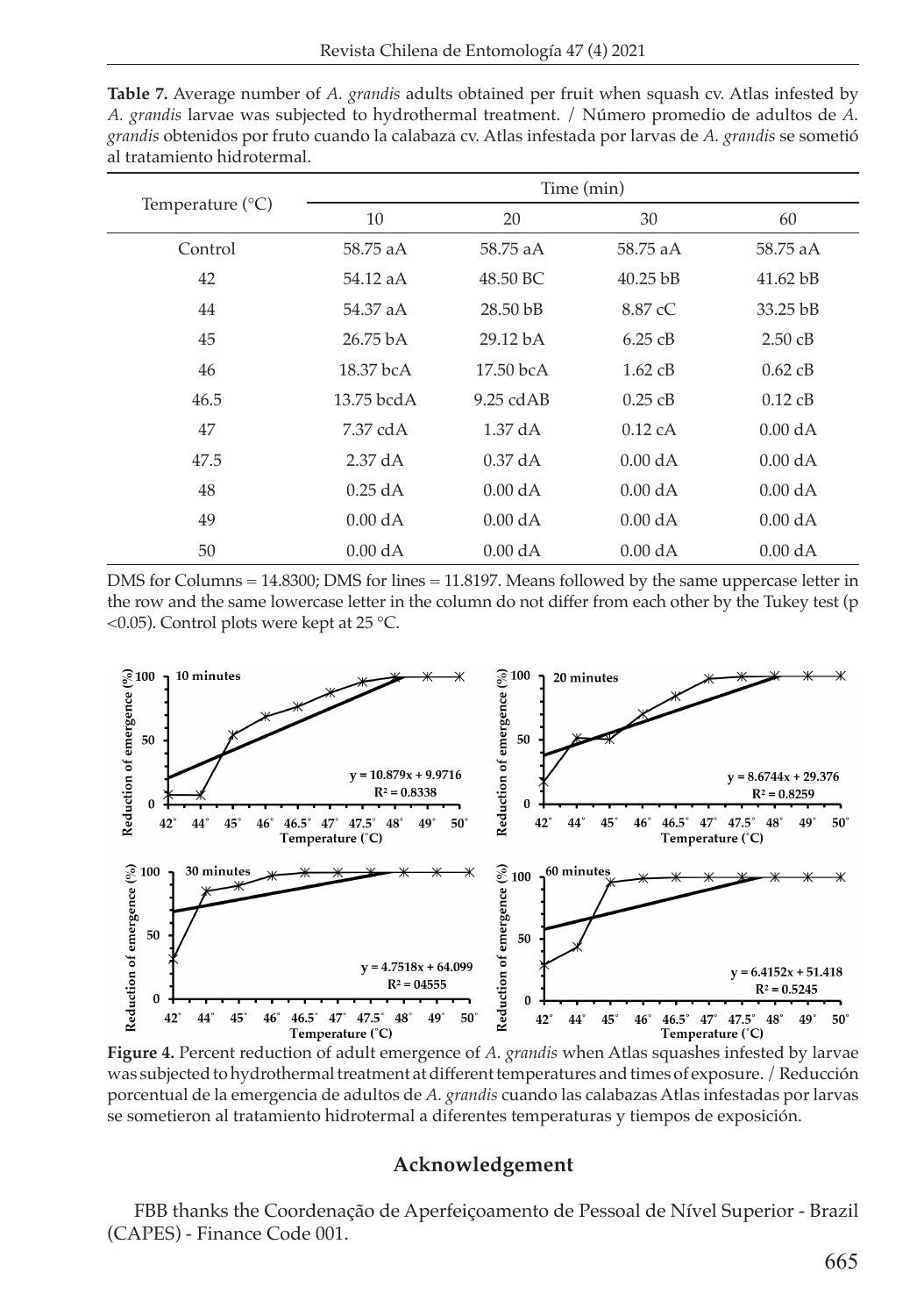**Table 7.** Average number of *A. grandis* adults obtained per fruit when squash cv. Atlas infested by *A. grandis* larvae was subjected to hydrothermal treatment. / Número promedio de adultos de *A. grandis* obtenidos por fruto cuando la calabaza cv. Atlas infestada por larvas de *A. grandis* se sometió al tratamiento hidrotermal.

| Temperature (°C) | Time (min) | | | |
|---|---|---|---|---|
| | 10 | 20 | 30 | 60 |
| Control | 58.75 aA | 58.75 aA | 58.75 aA | 58.75 aA |
| 42 | 54.12 aA | 48.50 BC | 40.25 bB | 41.62 bB |
| 44 | 54.37 aA | 28.50 bB | 8.87 cC | 33.25 bB |
| 45 | 26.75 bA | 29.12 bA | 6.25 cB | 2.50 cB |
| 46 | 18.37 bcA | 17.50 bcA | 1.62 cB | 0.62 cB |
| 46.5 | 13.75 bcdA | 9.25 cdAB | 0.25 cB | 0.12 cB |
| 47 | 7.37 cdA | 1.37 dA | 0.12 cA | 0.00 dA |
| 47.5 | 2.37 dA | 0.37 dA | 0.00 dA | 0.00 dA |
| 48 | 0.25 dA | 0.00 dA | 0.00 dA | 0.00 dA |
| 49 | 0.00 dA | 0.00 dA | 0.00 dA | 0.00 dA |
| 50 | 0.00 dA | 0.00 dA | 0.00 dA | 0.00 dA |

DMS for Columns = 14.8300; DMS for lines = 11.8197. Means followed by the same uppercase letter in the row and the same lowercase letter in the column do not differ from each other by the Tukey test ($p < 0.05$). Control plots were kept at 25 °C.

10 minutes
Reduction of emergence (%)
y = 10.879x + 9.9716
R² = 0.8338
Temperature (°C)
42° 44° 45° 46° 46.5° 47° 47.5° 48° 49° 50°

20 minutes
Reduction of emergence (%)
y = 8.6744x + 29.376
R² = 0.8259
Temperature (°C)
42° 44° 45° 46° 46.5° 47° 47.5° 48° 49° 50°

30 minutes
Reduction of emergence (%)
y = 4.7518x + 64.099
R² = 04555
Temperature (°C)
42° 44° 45° 46° 46.5° 47° 47.5° 48° 49° 50°

60 minutes
Reduction of emergence (%)
y = 6.4152x + 51.418
R² = 0.5245
Temperature (°C)
42° 44° 45° 46° 46.5° 47° 47.5° 48° 49° 50°

**Figure 4.** Percent reduction of adult emergence of *A. grandis* when Atlas squashes infested by larvae was subjected to hydrothermal treatment at different temperatures and times of exposure. / Reducción porcentual de la emergencia de adultos de *A. grandis* cuando las calabazas Atlas infestadas por larvas se sometieron al tratamiento hidrotermal a diferentes temperaturas y tiempos de exposición.

## Acknowledgement

FBB thanks the Coordenação de Aperfeiçoamento de Pessoal de Nível Superior - Brazil (CAPES) - Finance Code 001.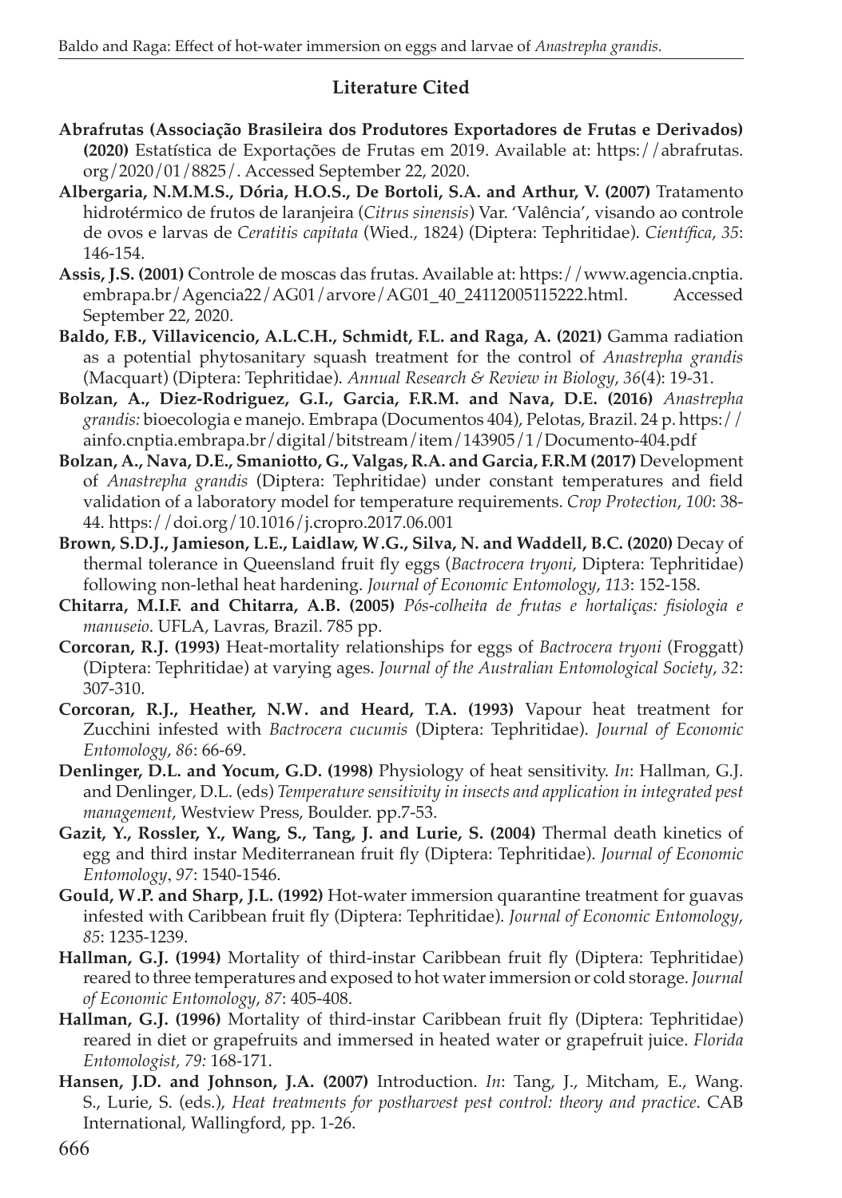## Literature Cited

**Abrafrutas (Associação Brasileira dos Produtores Exportadores de Frutas e Derivados) (2020)** Estatística de Exportações de Frutas em 2019. Available at: https://abrafrutas.org/2020/01/8825/. Accessed September 22, 2020.

**Albergaria, N.M.M.S., Dória, H.O.S., De Bortoli, S.A. and Arthur, V. (2007)** Tratamento hidrotérmico de frutos de laranjeira (*Citrus sinensis*) Var. 'Valência', visando ao controle de ovos e larvas de *Ceratitis capitata* (Wied., 1824) (Diptera: Tephritidae). *Científica*, *35*: 146-154.

**Assis, J.S. (2001)** Controle de moscas das frutas. Available at: https://www.agencia.cnptia.embrapa.br/Agencia22/AG01/arvore/AG01_40_24112005115222.html. Accessed September 22, 2020.

**Baldo, F.B., Villavicencio, A.L.C.H., Schmidt, F.L. and Raga, A. (2021)** Gamma radiation as a potential phytosanitary squash treatment for the control of *Anastrepha grandis* (Macquart) (Diptera: Tephritidae). *Annual Research & Review in Biology*, *36*(4): 19-31.

**Bolzan, A., Diez-Rodriguez, G.I., Garcia, F.R.M. and Nava, D.E. (2016)** *Anastrepha grandis:* bioecologia e manejo. Embrapa (Documentos 404), Pelotas, Brazil. 24 p. https://ainfo.cnptia.embrapa.br/digital/bitstream/item/143905/1/Documento-404.pdf

**Bolzan, A., Nava, D.E., Smaniotto, G., Valgas, R.A. and Garcia, F.R.M (2017)** Development of *Anastrepha grandis* (Diptera: Tephritidae) under constant temperatures and field validation of a laboratory model for temperature requirements. *Crop Protection*, *100*: 38-44. https://doi.org/10.1016/j.cropro.2017.06.001

**Brown, S.D.J., Jamieson, L.E., Laidlaw, W.G., Silva, N. and Waddell, B.C. (2020)** Decay of thermal tolerance in Queensland fruit fly eggs (*Bactrocera tryoni*, Diptera: Tephritidae) following non-lethal heat hardening. *Journal of Economic Entomology*, *113*: 152-158.

**Chitarra, M.I.F. and Chitarra, A.B. (2005)** *Pós-colheita de frutas e hortaliças: fisiologia e manuseio*. UFLA, Lavras, Brazil. 785 pp.

**Corcoran, R.J. (1993)** Heat-mortality relationships for eggs of *Bactrocera tryoni* (Froggatt) (Diptera: Tephritidae) at varying ages. *Journal of the Australian Entomological Society*, *32*: 307-310.

**Corcoran, R.J., Heather, N.W. and Heard, T.A. (1993)** Vapour heat treatment for Zucchini infested with *Bactrocera cucumis* (Diptera: Tephritidae). *Journal of Economic Entomology*, *86*: 66-69.

**Denlinger, D.L. and Yocum, G.D. (1998)** Physiology of heat sensitivity. *In*: Hallman, G.J. and Denlinger, D.L. (eds) *Temperature sensitivity in insects and application in integrated pest management*, Westview Press, Boulder. pp.7-53.

**Gazit, Y., Rossler, Y., Wang, S., Tang, J. and Lurie, S. (2004)** Thermal death kinetics of egg and third instar Mediterranean fruit fly (Diptera: Tephritidae). *Journal of Economic Entomology*, *97*: 1540-1546.

**Gould, W.P. and Sharp, J.L. (1992)** Hot-water immersion quarantine treatment for guavas infested with Caribbean fruit fly (Diptera: Tephritidae). *Journal of Economic Entomology*, *85*: 1235-1239.

**Hallman, G.J. (1994)** Mortality of third-instar Caribbean fruit fly (Diptera: Tephritidae) reared to three temperatures and exposed to hot water immersion or cold storage. *Journal of Economic Entomology*, *87*: 405-408.

**Hallman, G.J. (1996)** Mortality of third-instar Caribbean fruit fly (Diptera: Tephritidae) reared in diet or grapefruits and immersed in heated water or grapefruit juice. *Florida Entomologist, 79:* 168-171.

**Hansen, J.D. and Johnson, J.A. (2007)** Introduction. *In*: Tang, J., Mitcham, E., Wang. S., Lurie, S. (eds.), *Heat treatments for postharvest pest control: theory and practice*. CAB International, Wallingford, pp. 1-26.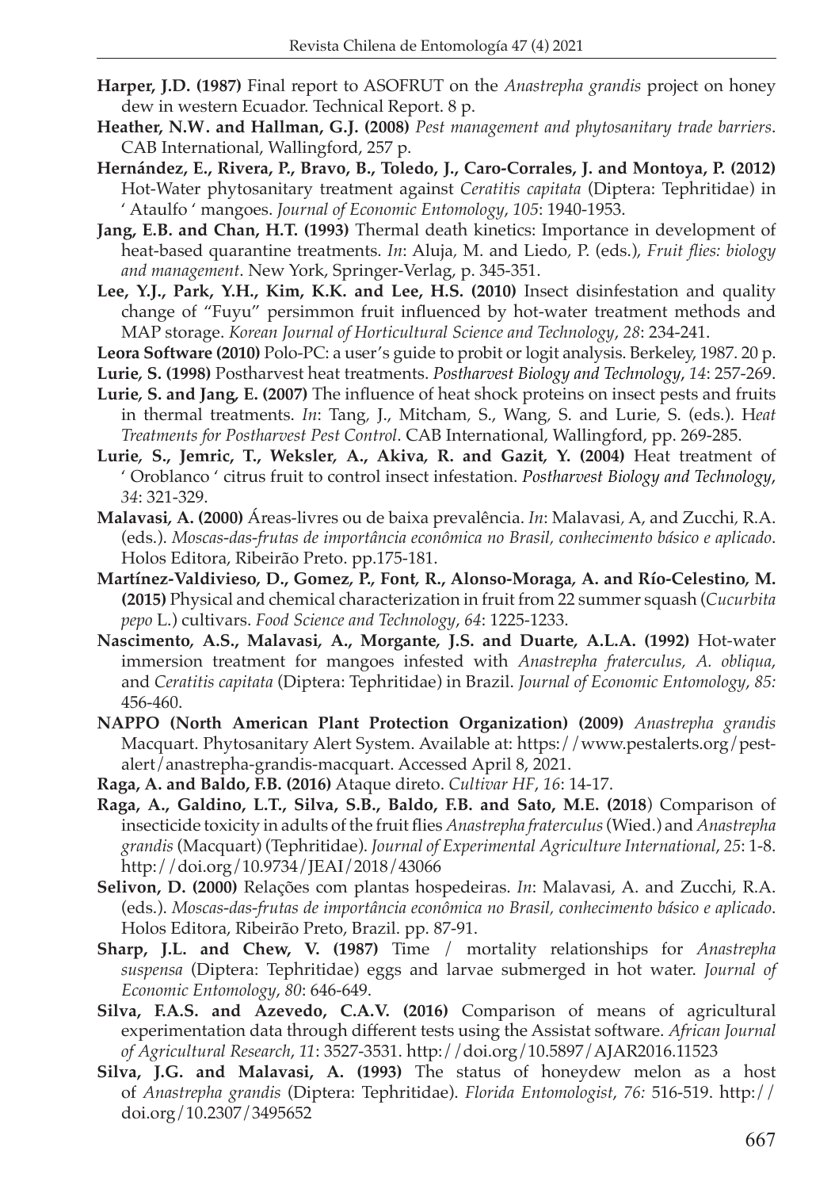**Harper, J.D. (1987)** Final report to ASOFRUT on the *Anastrepha grandis* project on honey dew in western Ecuador. Technical Report. 8 p.

**Heather, N.W. and Hallman, G.J. (2008)** *Pest management and phytosanitary trade barriers*. CAB International, Wallingford, 257 p.

**Hernández, E., Rivera, P., Bravo, B., Toledo, J., Caro-Corrales, J. and Montoya, P. (2012)** Hot-Water phytosanitary treatment against *Ceratitis capitata* (Diptera: Tephritidae) in ' Ataulfo ' mangoes. *Journal of Economic Entomology*, *105*: 1940-1953.

**Jang, E.B. and Chan, H.T. (1993)** Thermal death kinetics: Importance in development of heat-based quarantine treatments. *In*: Aluja, M. and Liedo, P. (eds.), *Fruit flies: biology and management*. New York, Springer-Verlag, p. 345-351.

**Lee, Y.J., Park, Y.H., Kim, K.K. and Lee, H.S. (2010)** Insect disinfestation and quality change of "Fuyu" persimmon fruit influenced by hot-water treatment methods and MAP storage. *Korean Journal of Horticultural Science and Technology*, *28*: 234-241.

**Leora Software (2010)** Polo-PC: a user's guide to probit or logit analysis. Berkeley, 1987. 20 p.

**Lurie, S. (1998)** Postharvest heat treatments. *Postharvest Biology and Technology*, *14*: 257-269.

**Lurie, S. and Jang, E. (2007)** The influence of heat shock proteins on insect pests and fruits in thermal treatments. *In*: Tang, J., Mitcham, S., Wang, S. and Lurie, S. (eds.). H*eat Treatments for Postharvest Pest Control*. CAB International, Wallingford, pp. 269-285.

**Lurie, S., Jemric, T., Weksler, A., Akiva, R. and Gazit, Y. (2004)** Heat treatment of ' Oroblanco ' citrus fruit to control insect infestation. *Postharvest Biology and Technology*, *34*: 321-329.

**Malavasi, A. (2000)** Áreas-livres ou de baixa prevalência. *In*: Malavasi, A, and Zucchi, R.A. (eds.). *Moscas-das-frutas de importância econômica no Brasil, conhecimento básico e aplicado*. Holos Editora, Ribeirão Preto. pp.175-181.

**Martínez-Valdivieso, D., Gomez, P., Font, R., Alonso-Moraga, A. and Río-Celestino, M. (2015)** Physical and chemical characterization in fruit from 22 summer squash (*Cucurbita pepo* L.) cultivars. *Food Science and Technology*, *64*: 1225-1233.

**Nascimento, A.S., Malavasi, A., Morgante, J.S. and Duarte, A.L.A. (1992)** Hot-water immersion treatment for mangoes infested with *Anastrepha fraterculus, A. obliqua*, and *Ceratitis capitata* (Diptera: Tephritidae) in Brazil. *Journal of Economic Entomology*, *85:* 456-460.

**NAPPO (North American Plant Protection Organization) (2009)** *Anastrepha grandis* Macquart. Phytosanitary Alert System. Available at: https://www.pestalerts.org/pest-alert/anastrepha-grandis-macquart. Accessed April 8, 2021.

**Raga, A. and Baldo, F.B. (2016)** Ataque direto. *Cultivar HF*, *16*: 14-17.

**Raga, A., Galdino, L.T., Silva, S.B., Baldo, F.B. and Sato, M.E. (2018**) Comparison of insecticide toxicity in adults of the fruit flies *Anastrepha fraterculus* (Wied.) and *Anastrepha grandis* (Macquart) (Tephritidae). *Journal of Experimental Agriculture International*, *25*: 1-8. http://doi.org/10.9734/JEAI/2018/43066

**Selivon, D. (2000)** Relações com plantas hospedeiras. *In*: Malavasi, A. and Zucchi, R.A. (eds.). *Moscas-das-frutas de importância econômica no Brasil, conhecimento básico e aplicado*. Holos Editora, Ribeirão Preto, Brazil. pp. 87-91.

**Sharp, J.L. and Chew, V. (1987)** Time / mortality relationships for *Anastrepha suspensa* (Diptera: Tephritidae) eggs and larvae submerged in hot water. *Journal of Economic Entomology*, *80*: 646-649.

**Silva, F.A.S. and Azevedo, C.A.V. (2016)** Comparison of means of agricultural experimentation data through different tests using the Assistat software. *African Journal of Agricultural Research*, *11*: 3527-3531. http://doi.org/10.5897/AJAR2016.11523

**Silva, J.G. and Malavasi, A. (1993)** The status of honeydew melon as a host of *Anastrepha grandis* (Diptera: Tephritidae). *Florida Entomologist*, *76:* 516-519. http://doi.org/10.2307/3495652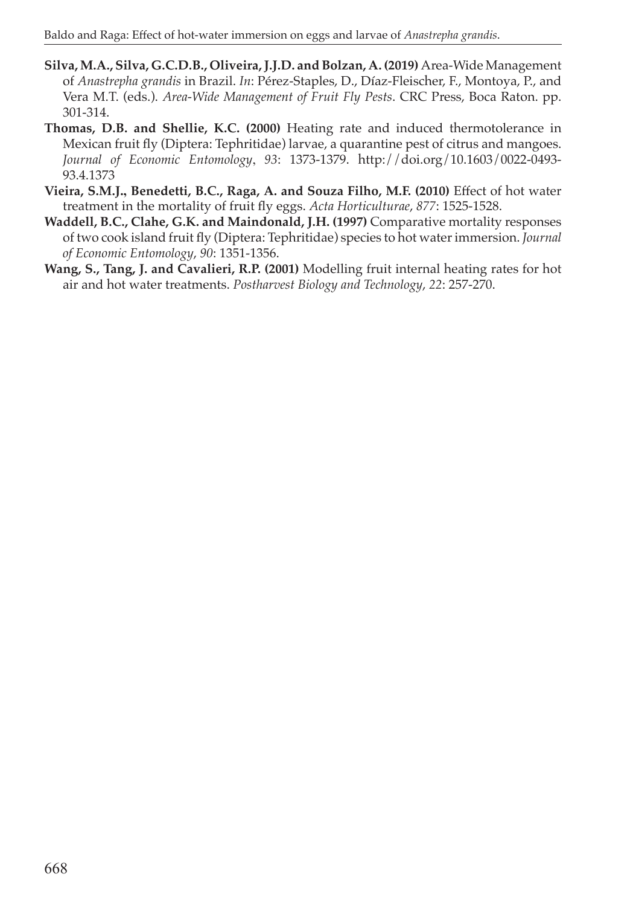**Silva, M.A., Silva, G.C.D.B., Oliveira, J.J.D. and Bolzan, A. (2019)** Area-Wide Management of *Anastrepha grandis* in Brazil. *In*: Pérez-Staples, D., Díaz-Fleischer, F., Montoya, P., and Vera M.T. (eds.). *Area-Wide Management of Fruit Fly Pests*. CRC Press, Boca Raton. pp. 301-314.

**Thomas, D.B. and Shellie, K.C. (2000)** Heating rate and induced thermotolerance in Mexican fruit fly (Diptera: Tephritidae) larvae, a quarantine pest of citrus and mangoes. *Journal of Economic Entomology*, *93*: 1373-1379. http://doi.org/10.1603/0022-0493-93.4.1373

**Vieira, S.M.J., Benedetti, B.C., Raga, A. and Souza Filho, M.F. (2010)** Effect of hot water treatment in the mortality of fruit fly eggs. *Acta Horticulturae*, *877*: 1525-1528.

**Waddell, B.C., Clahe, G.K. and Maindonald, J.H. (1997)** Comparative mortality responses of two cook island fruit fly (Diptera: Tephritidae) species to hot water immersion. *Journal of Economic Entomology*, *90*: 1351-1356.

**Wang, S., Tang, J. and Cavalieri, R.P. (2001)** Modelling fruit internal heating rates for hot air and hot water treatments. *Postharvest Biology and Technology*, *22*: 257-270.